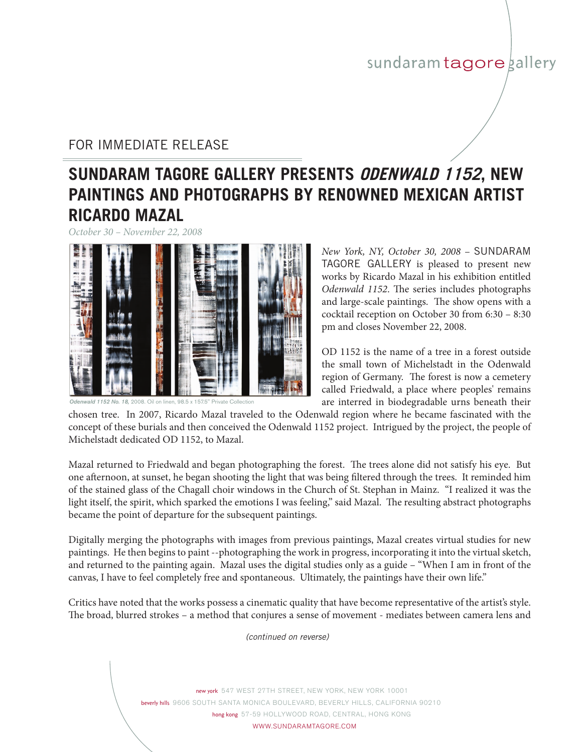sundaram tagore gallery

FOR IMMEDIATE RELEASE

# SUNDARAM TAGORE GALLERY PRESENTS *ODENWALD 1152*, NEW PAINTINGS AND PHOTOGRAPHS BY RENOWNED MEXICAN ARTIST RICARDO MAZAL

*October 30 – November 22, 2008*

*Odenwald 1152 No. 18,* 2008. Oil on linen, 98.5 x 157.5" Private Collection

*New York, NY, October 30, 2008* – SUNDARAM TAGORE GALLERY is pleased to present new works by Ricardo Mazal in his exhibition entitled *Odenwald 1152*. The series includes photographs and large-scale paintings. The show opens with a cocktail reception on October 30 from 6:30 – 8:30 pm and closes November 22, 2008.

OD 1152 is the name of a tree in a forest outside the small town of Michelstadt in the Odenwald region of Germany. The forest is now a cemetery called Friedwald, a place where peoples' remains are interred in biodegradable urns beneath their chosen tree. In 2007, Ricardo Mazal traveled to the Odenwald region where he became fascinated with the concept of these burials and then conceived the Odenwald 1152 project. Intrigued by the project, the people of Michelstadt dedicated OD 1152, to Mazal.

Mazal returned to Friedwald and began photographing the forest. The trees alone did not satisfy his eye. But one afternoon, at sunset, he began shooting the light that was being filtered through the trees. It reminded him of the stained glass of the Chagall choir windows in the Church of St. Stephan in Mainz. "I realized it was the light itself, the spirit, which sparked the emotions I was feeling," said Mazal. The resulting abstract photographs became the point of departure for the subsequent paintings.

Digitally merging the photographs with images from previous paintings, Mazal creates virtual studies for new paintings. He then begins to paint --photographing the work in progress, incorporating it into the virtual sketch, and returned to the painting again. Mazal uses the digital studies only as a guide – "When I am in front of the canvas, I have to feel completely free and spontaneous. Ultimately, the paintings have their own life."

Critics have noted that the works possess a cinematic quality that have become representative of the artist's style. The broad, blurred strokes – a method that conjures a sense of movement - mediates between camera lens and

*(continued on reverse)*

new york 547 WEST 27TH STREET, NEW YORK, NEW YORK 10001
beverly hills 9606 SOUTH SANTA MONICA BOULEVARD, BEVERLY HILLS, CALIFORNIA 90210
hong kong 57-59 HOLLYWOOD ROAD, CENTRAL, HONG KONG
WWW.SUNDARAMTAGORE.COM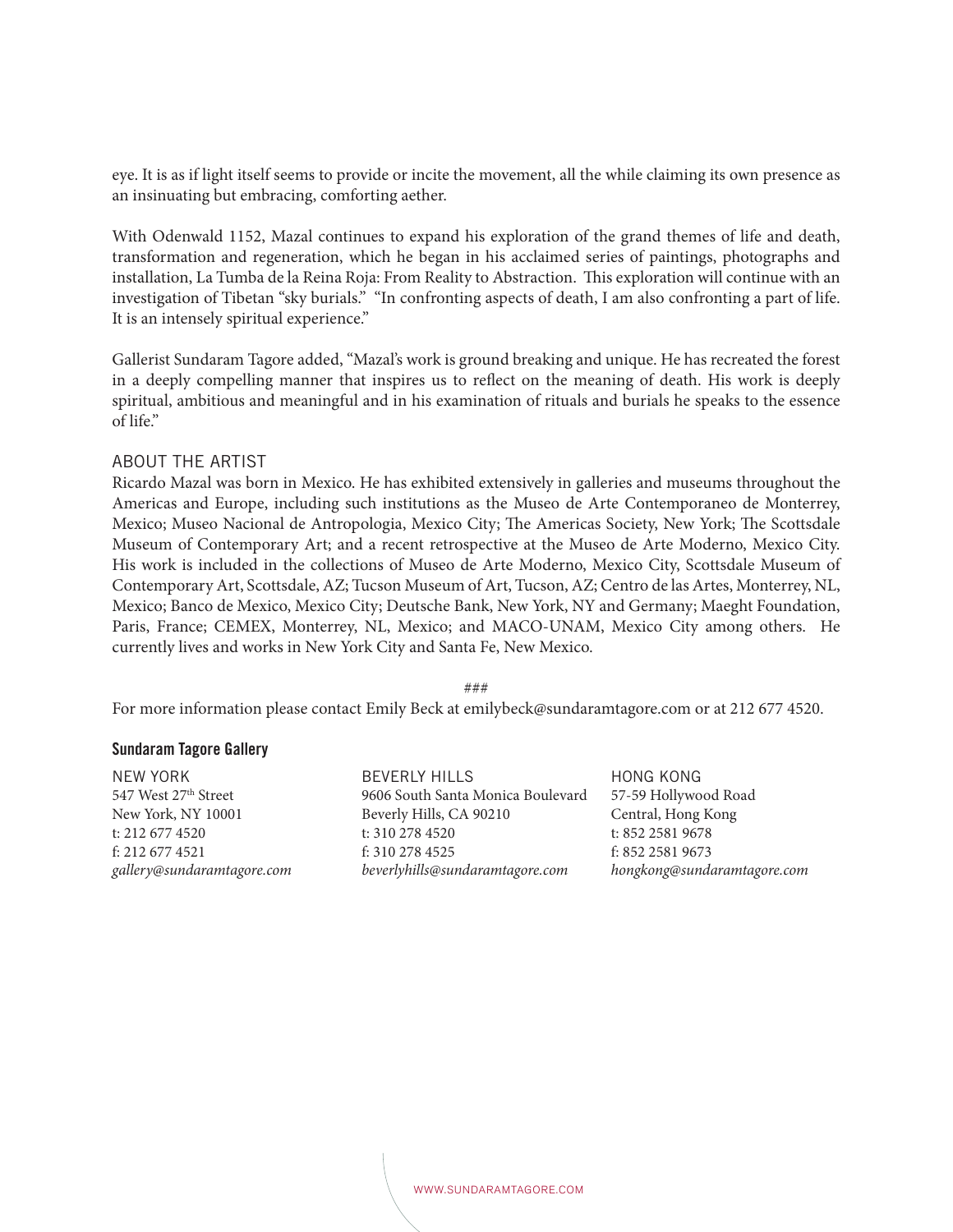eye. It is as if light itself seems to provide or incite the movement, all the while claiming its own presence as an insinuating but embracing, comforting aether.

With Odenwald 1152, Mazal continues to expand his exploration of the grand themes of life and death, transformation and regeneration, which he began in his acclaimed series of paintings, photographs and installation, La Tumba de la Reina Roja: From Reality to Abstraction. This exploration will continue with an investigation of Tibetan "sky burials." "In confronting aspects of death, I am also confronting a part of life. It is an intensely spiritual experience."

Gallerist Sundaram Tagore added, "Mazal's work is ground breaking and unique. He has recreated the forest in a deeply compelling manner that inspires us to reflect on the meaning of death. His work is deeply spiritual, ambitious and meaningful and in his examination of rituals and burials he speaks to the essence of life."

## ABOUT THE ARTIST

Ricardo Mazal was born in Mexico. He has exhibited extensively in galleries and museums throughout the Americas and Europe, including such institutions as the Museo de Arte Contemporaneo de Monterrey, Mexico; Museo Nacional de Antropologia, Mexico City; The Americas Society, New York; The Scottsdale Museum of Contemporary Art; and a recent retrospective at the Museo de Arte Moderno, Mexico City. His work is included in the collections of Museo de Arte Moderno, Mexico City, Scottsdale Museum of Contemporary Art, Scottsdale, AZ; Tucson Museum of Art, Tucson, AZ; Centro de las Artes, Monterrey, NL, Mexico; Banco de Mexico, Mexico City; Deutsche Bank, New York, NY and Germany; Maeght Foundation, Paris, France; CEMEX, Monterrey, NL, Mexico; and MACO-UNAM, Mexico City among others. He currently lives and works in New York City and Santa Fe, New Mexico.

###

For more information please contact Emily Beck at emilybeck@sundaramtagore.com or at 212 677 4520.

**Sundaram Tagore Gallery**

NEW YORK
547 West 27th Street
New York, NY 10001
t: 212 677 4520
f: 212 677 4521
*gallery@sundaramtagore.com*

BEVERLY HILLS
9606 South Santa Monica Boulevard
Beverly Hills, CA 90210
t: 310 278 4520
f: 310 278 4525
*beverlyhills@sundaramtagore.com*

HONG KONG
57-59 Hollywood Road
Central, Hong Kong
t: 852 2581 9678
f: 852 2581 9673
*hongkong@sundaramtagore.com*

WWW.SUNDARAMTAGORE.COM